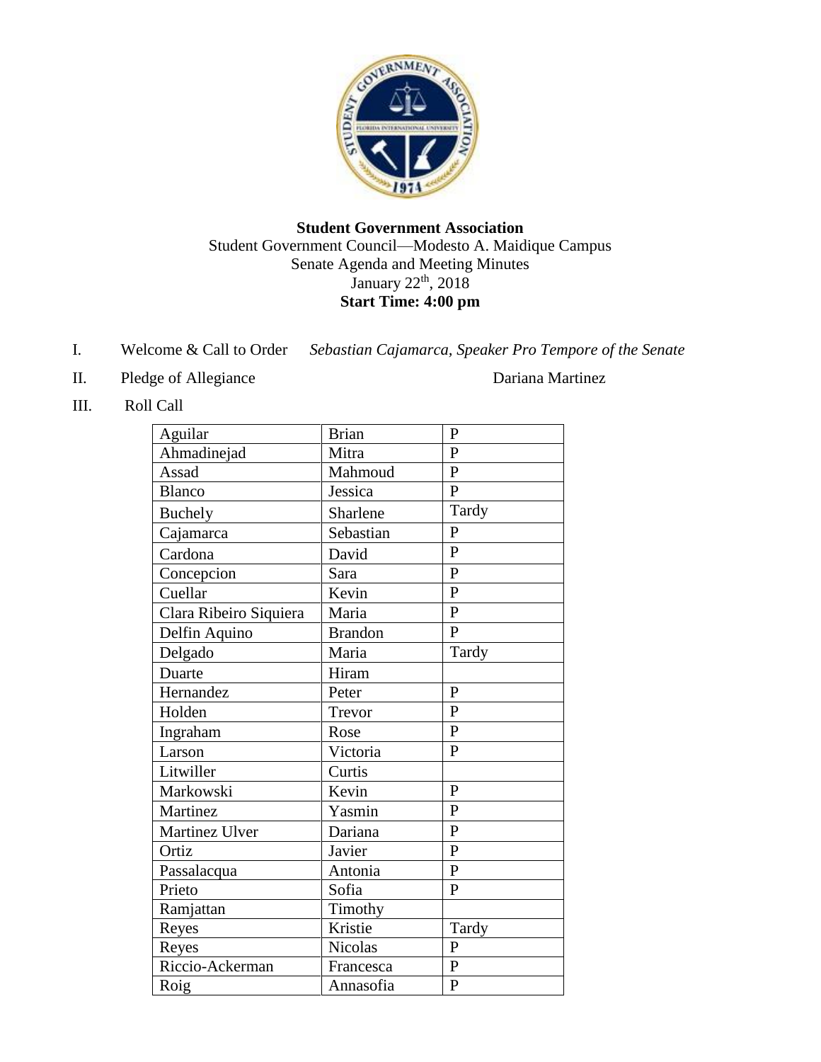**Student Government Association**

Student Government Council—Modesto A. Maidique Campus

Senate Agenda and Meeting Minutes

January 22[th], 2018

**Start Time: 4:00 pm**

I. Welcome & Call to Order — *Sebastian Cajamarca, Speaker Pro Tempore of the Senate*

II. Pledge of Allegiance — Dariana Martinez

III. Roll Call

| | | |
|---|---|---|
| Aguilar | Brian | P |
| Ahmadinejad | Mitra | P |
| Assad | Mahmoud | P |
| Blanco | Jessica | P |
| Buchely | Sharlene | Tardy |
| Cajamarca | Sebastian | P |
| Cardona | David | P |
| Concepcion | Sara | P |
| Cuellar | Kevin | P |
| Clara Ribeiro Siquiera | Maria | P |
| Delfin Aquino | Brandon | P |
| Delgado | Maria | Tardy |
| Duarte | Hiram | |
| Hernandez | Peter | P |
| Holden | Trevor | P |
| Ingraham | Rose | P |
| Larson | Victoria | P |
| Litwiller | Curtis | |
| Markowski | Kevin | P |
| Martinez | Yasmin | P |
| Martinez Ulver | Dariana | P |
| Ortiz | Javier | P |
| Passalacqua | Antonia | P |
| Prieto | Sofia | P |
| Ramjattan | Timothy | |
| Reyes | Kristie | Tardy |
| Reyes | Nicolas | P |
| Riccio-Ackerman | Francesca | P |
| Roig | Annasofia | P |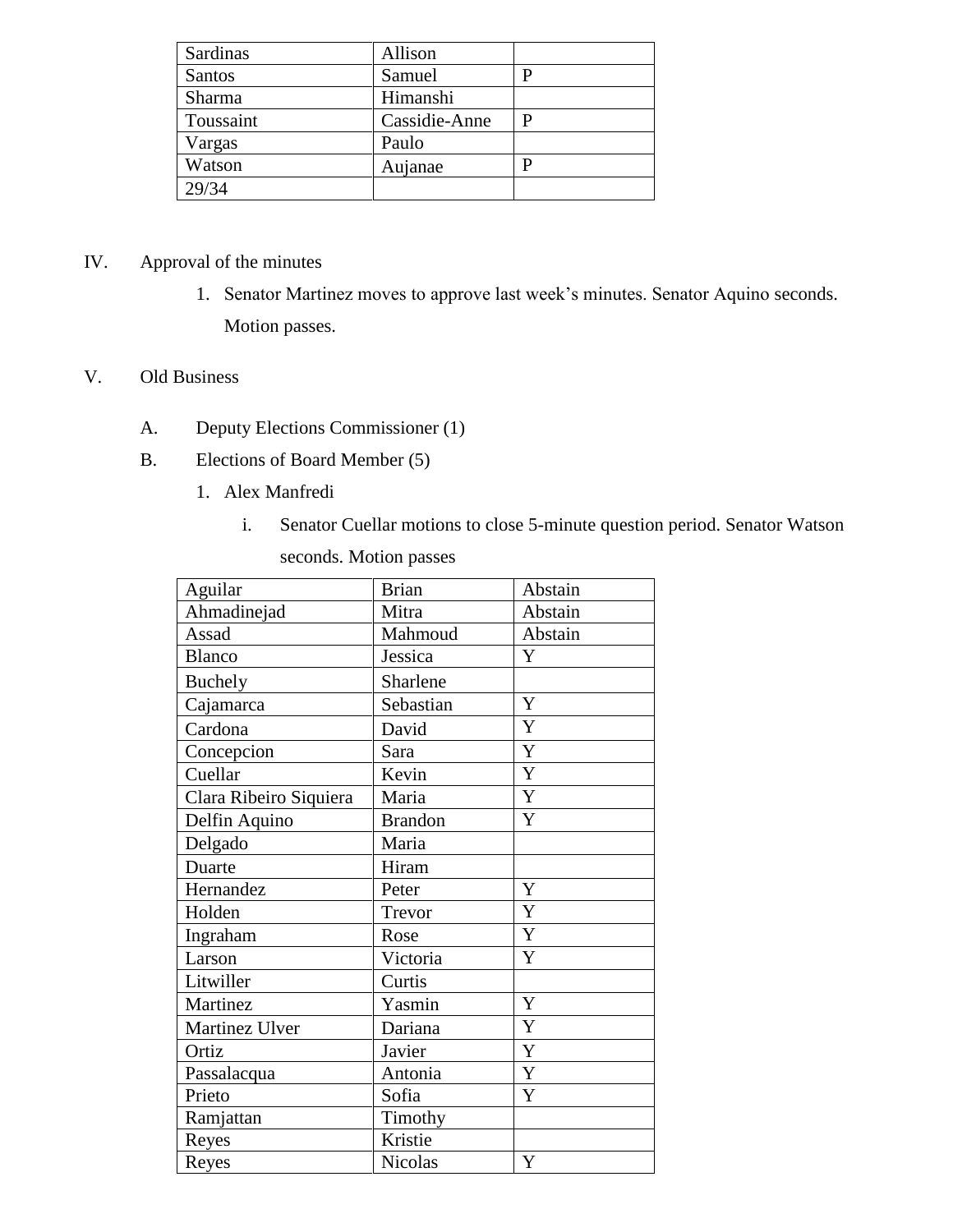| Sardinas | Allison | |
|---|---|---|
| Santos | Samuel | P |
| Sharma | Himanshi | |
| Toussaint | Cassidie-Anne | P |
| Vargas | Paulo | |
| Watson | Aujanae | P |
| 29/34 | | |

IV. Approval of the minutes

1. Senator Martinez moves to approve last week's minutes. Senator Aquino seconds. Motion passes.

V. Old Business

A. Deputy Elections Commissioner (1)

B. Elections of Board Member (5)

1. Alex Manfredi

i. Senator Cuellar motions to close 5-minute question period. Senator Watson seconds. Motion passes

| Aguilar | Brian | Abstain |
|---|---|---|
| Ahmadinejad | Mitra | Abstain |
| Assad | Mahmoud | Abstain |
| Blanco | Jessica | Y |
| Buchely | Sharlene | |
| Cajamarca | Sebastian | Y |
| Cardona | David | Y |
| Concepcion | Sara | Y |
| Cuellar | Kevin | Y |
| Clara Ribeiro Siquiera | Maria | Y |
| Delfin Aquino | Brandon | Y |
| Delgado | Maria | |
| Duarte | Hiram | |
| Hernandez | Peter | Y |
| Holden | Trevor | Y |
| Ingraham | Rose | Y |
| Larson | Victoria | Y |
| Litwiller | Curtis | |
| Martinez | Yasmin | Y |
| Martinez Ulver | Dariana | Y |
| Ortiz | Javier | Y |
| Passalacqua | Antonia | Y |
| Prieto | Sofia | Y |
| Ramjattan | Timothy | |
| Reyes | Kristie | |
| Reyes | Nicolas | Y |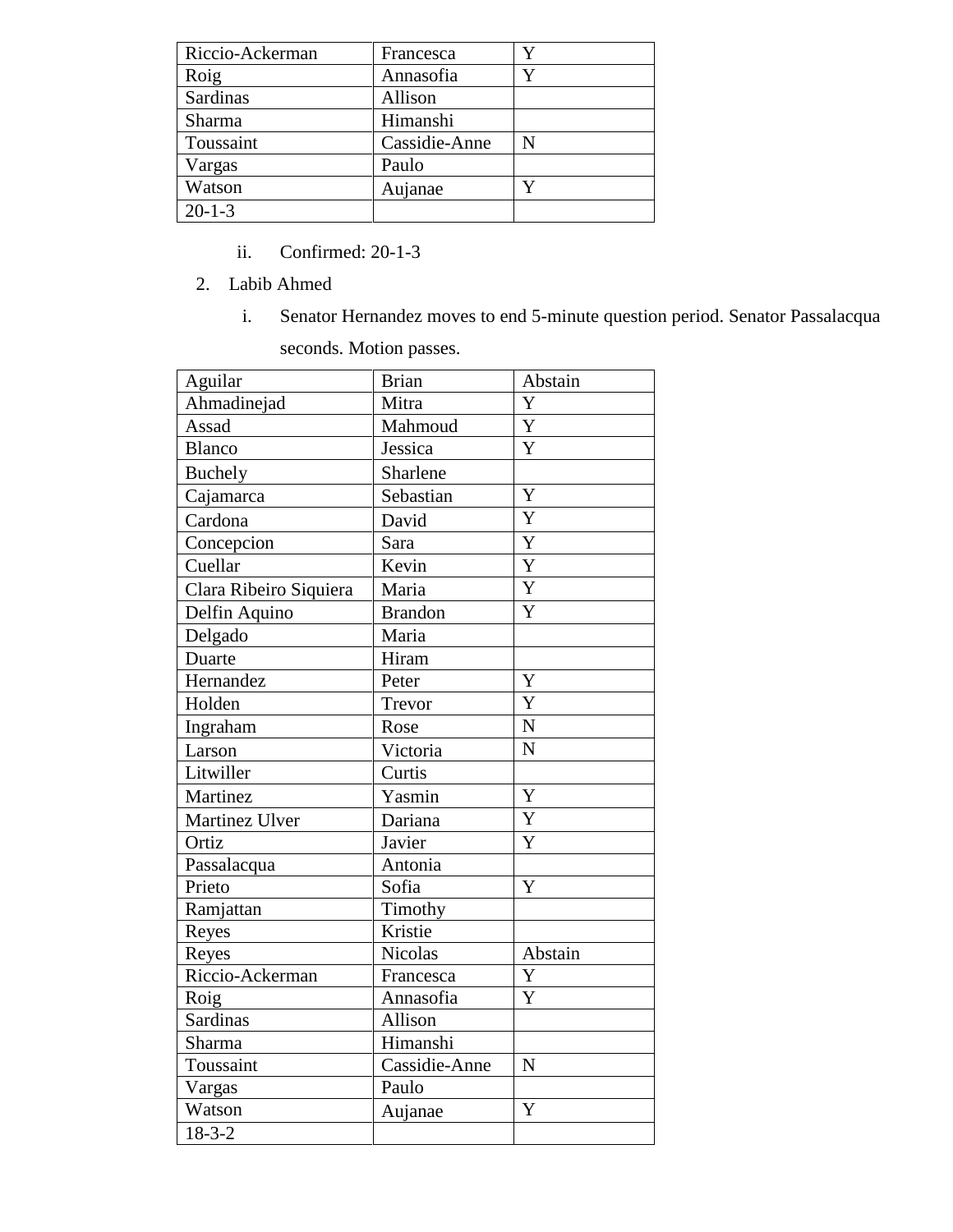| Riccio-Ackerman | Francesca | Y |
| --- | --- | --- |
| Roig | Annasofia | Y |
| Sardinas | Allison | |
| Sharma | Himanshi | |
| Toussaint | Cassidie-Anne | N |
| Vargas | Paulo | |
| Watson | Aujanae | Y |
| 20-1-3 | | |

ii. Confirmed: 20-1-3

2. Labib Ahmed

   i. Senator Hernandez moves to end 5-minute question period. Senator Passalacqua seconds. Motion passes.

| Aguilar | Brian | Abstain |
| --- | --- | --- |
| Ahmadinejad | Mitra | Y |
| Assad | Mahmoud | Y |
| Blanco | Jessica | Y |
| Buchely | Sharlene | |
| Cajamarca | Sebastian | Y |
| Cardona | David | Y |
| Concepcion | Sara | Y |
| Cuellar | Kevin | Y |
| Clara Ribeiro Siquiera | Maria | Y |
| Delfin Aquino | Brandon | Y |
| Delgado | Maria | |
| Duarte | Hiram | |
| Hernandez | Peter | Y |
| Holden | Trevor | Y |
| Ingraham | Rose | N |
| Larson | Victoria | N |
| Litwiller | Curtis | |
| Martinez | Yasmin | Y |
| Martinez Ulver | Dariana | Y |
| Ortiz | Javier | Y |
| Passalacqua | Antonia | |
| Prieto | Sofia | Y |
| Ramjattan | Timothy | |
| Reyes | Kristie | |
| Reyes | Nicolas | Abstain |
| Riccio-Ackerman | Francesca | Y |
| Roig | Annasofia | Y |
| Sardinas | Allison | |
| Sharma | Himanshi | |
| Toussaint | Cassidie-Anne | N |
| Vargas | Paulo | |
| Watson | Aujanae | Y |
| 18-3-2 | | |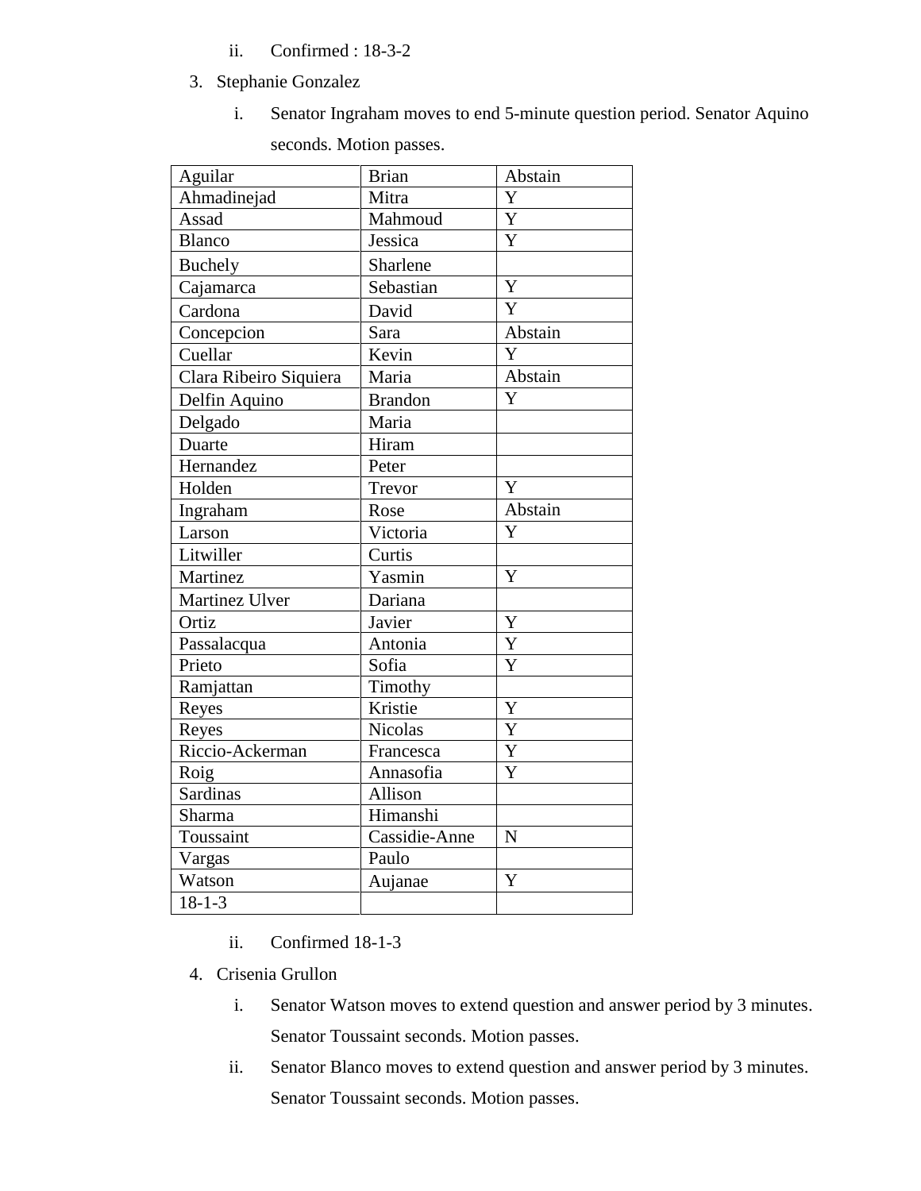ii. Confirmed : 18-3-2

3. Stephanie Gonzalez

   i. Senator Ingraham moves to end 5-minute question period. Senator Aquino seconds. Motion passes.

| Aguilar | Brian | Abstain |
|---|---|---|
| Ahmadinejad | Mitra | Y |
| Assad | Mahmoud | Y |
| Blanco | Jessica | Y |
| Buchely | Sharlene | |
| Cajamarca | Sebastian | Y |
| Cardona | David | Y |
| Concepcion | Sara | Abstain |
| Cuellar | Kevin | Y |
| Clara Ribeiro Siquiera | Maria | Abstain |
| Delfin Aquino | Brandon | Y |
| Delgado | Maria | |
| Duarte | Hiram | |
| Hernandez | Peter | |
| Holden | Trevor | Y |
| Ingraham | Rose | Abstain |
| Larson | Victoria | Y |
| Litwiller | Curtis | |
| Martinez | Yasmin | Y |
| Martinez Ulver | Dariana | |
| Ortiz | Javier | Y |
| Passalacqua | Antonia | Y |
| Prieto | Sofia | Y |
| Ramjattan | Timothy | |
| Reyes | Kristie | Y |
| Reyes | Nicolas | Y |
| Riccio-Ackerman | Francesca | Y |
| Roig | Annasofia | Y |
| Sardinas | Allison | |
| Sharma | Himanshi | |
| Toussaint | Cassidie-Anne | N |
| Vargas | Paulo | |
| Watson | Aujanae | Y |
| 18-1-3 | | |

   ii. Confirmed 18-1-3

4. Crisenia Grullon

   i. Senator Watson moves to extend question and answer period by 3 minutes. Senator Toussaint seconds. Motion passes.

   ii. Senator Blanco moves to extend question and answer period by 3 minutes. Senator Toussaint seconds. Motion passes.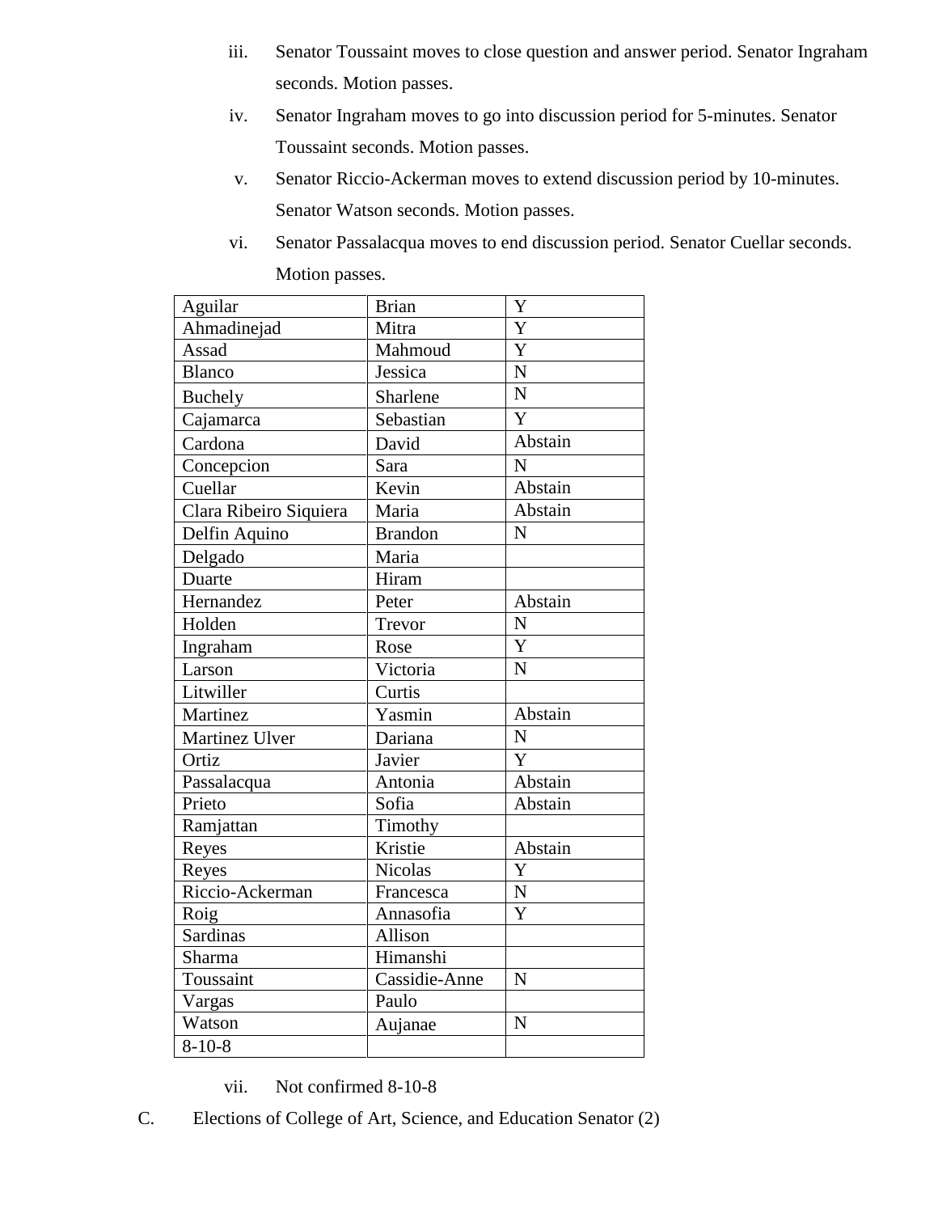iii. Senator Toussaint moves to close question and answer period. Senator Ingraham seconds. Motion passes.

iv. Senator Ingraham moves to go into discussion period for 5-minutes. Senator Toussaint seconds. Motion passes.

v. Senator Riccio-Ackerman moves to extend discussion period by 10-minutes. Senator Watson seconds. Motion passes.

vi. Senator Passalacqua moves to end discussion period. Senator Cuellar seconds. Motion passes.

| Aguilar | Brian | Y |
|---|---|---|
| Ahmadinejad | Mitra | Y |
| Assad | Mahmoud | Y |
| Blanco | Jessica | N |
| Buchely | Sharlene | N |
| Cajamarca | Sebastian | Y |
| Cardona | David | Abstain |
| Concepcion | Sara | N |
| Cuellar | Kevin | Abstain |
| Clara Ribeiro Siquiera | Maria | Abstain |
| Delfin Aquino | Brandon | N |
| Delgado | Maria | |
| Duarte | Hiram | |
| Hernandez | Peter | Abstain |
| Holden | Trevor | N |
| Ingraham | Rose | Y |
| Larson | Victoria | N |
| Litwiller | Curtis | |
| Martinez | Yasmin | Abstain |
| Martinez Ulver | Dariana | N |
| Ortiz | Javier | Y |
| Passalacqua | Antonia | Abstain |
| Prieto | Sofia | Abstain |
| Ramjattan | Timothy | |
| Reyes | Kristie | Abstain |
| Reyes | Nicolas | Y |
| Riccio-Ackerman | Francesca | N |
| Roig | Annasofia | Y |
| Sardinas | Allison | |
| Sharma | Himanshi | |
| Toussaint | Cassidie-Anne | N |
| Vargas | Paulo | |
| Watson | Aujanae | N |
| 8-10-8 | | |

vii. Not confirmed 8-10-8

C. Elections of College of Art, Science, and Education Senator (2)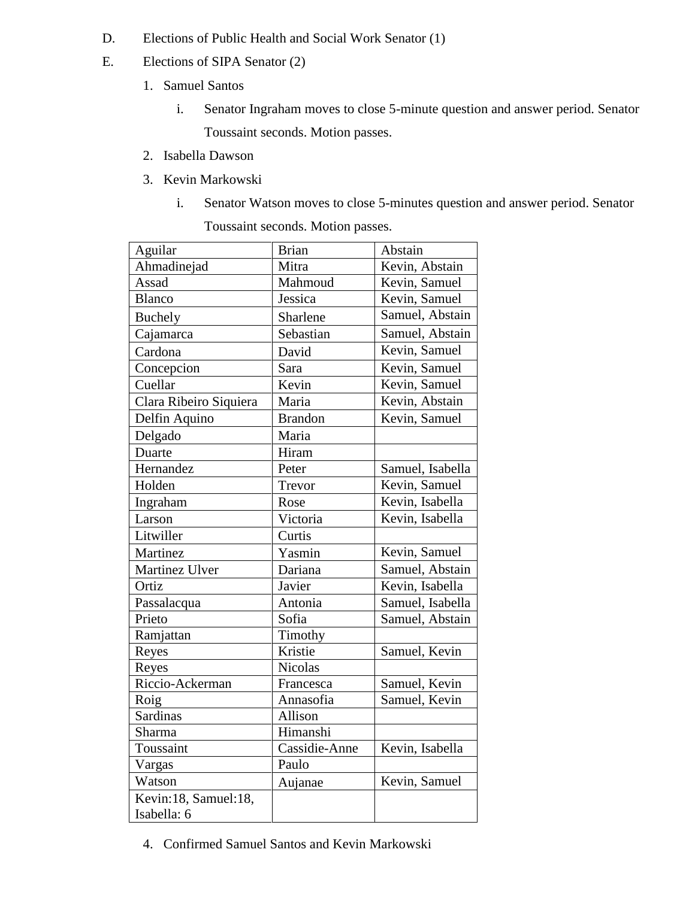D. Elections of Public Health and Social Work Senator (1)

E. Elections of SIPA Senator (2)

1. Samuel Santos
   i. Senator Ingraham moves to close 5-minute question and answer period. Senator Toussaint seconds. Motion passes.
2. Isabella Dawson
3. Kevin Markowski
   i. Senator Watson moves to close 5-minutes question and answer period. Senator Toussaint seconds. Motion passes.

| Aguilar | Brian | Abstain |
|---|---|---|
| Ahmadinejad | Mitra | Kevin, Abstain |
| Assad | Mahmoud | Kevin, Samuel |
| Blanco | Jessica | Kevin, Samuel |
| Buchely | Sharlene | Samuel, Abstain |
| Cajamarca | Sebastian | Samuel, Abstain |
| Cardona | David | Kevin, Samuel |
| Concepcion | Sara | Kevin, Samuel |
| Cuellar | Kevin | Kevin, Samuel |
| Clara Ribeiro Siquiera | Maria | Kevin, Abstain |
| Delfin Aquino | Brandon | Kevin, Samuel |
| Delgado | Maria | |
| Duarte | Hiram | |
| Hernandez | Peter | Samuel, Isabella |
| Holden | Trevor | Kevin, Samuel |
| Ingraham | Rose | Kevin, Isabella |
| Larson | Victoria | Kevin, Isabella |
| Litwiller | Curtis | |
| Martinez | Yasmin | Kevin, Samuel |
| Martinez Ulver | Dariana | Samuel, Abstain |
| Ortiz | Javier | Kevin, Isabella |
| Passalacqua | Antonia | Samuel, Isabella |
| Prieto | Sofia | Samuel, Abstain |
| Ramjattan | Timothy | |
| Reyes | Kristie | Samuel, Kevin |
| Reyes | Nicolas | |
| Riccio-Ackerman | Francesca | Samuel, Kevin |
| Roig | Annasofia | Samuel, Kevin |
| Sardinas | Allison | |
| Sharma | Himanshi | |
| Toussaint | Cassidie-Anne | Kevin, Isabella |
| Vargas | Paulo | |
| Watson | Aujanae | Kevin, Samuel |
| Kevin:18, Samuel:18, Isabella: 6 | | |

4. Confirmed Samuel Santos and Kevin Markowski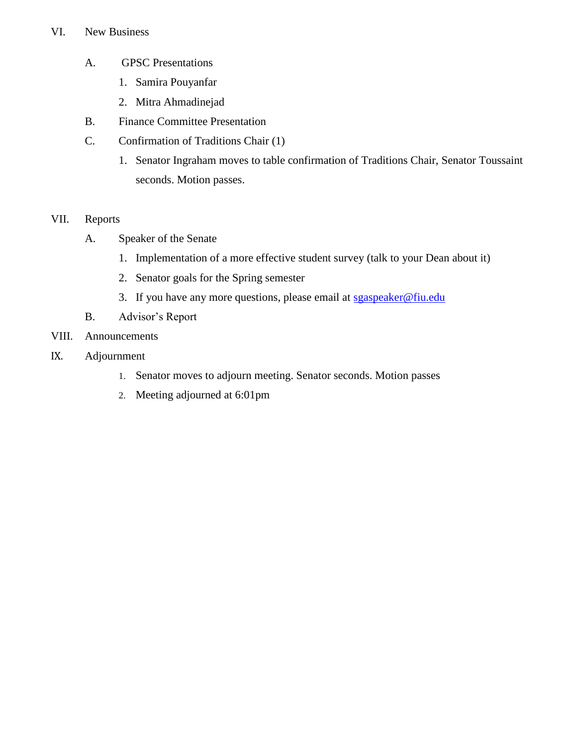VI. New Business

A. GPSC Presentations

1. Samira Pouyanfar
2. Mitra Ahmadinejad

B. Finance Committee Presentation

C. Confirmation of Traditions Chair (1)

1. Senator Ingraham moves to table confirmation of Traditions Chair, Senator Toussaint seconds. Motion passes.

VII. Reports

A. Speaker of the Senate

1. Implementation of a more effective student survey (talk to your Dean about it)
2. Senator goals for the Spring semester
3. If you have any more questions, please email at sgaspeaker@fiu.edu

B. Advisor's Report

VIII. Announcements

IX. Adjournment

1. Senator moves to adjourn meeting. Senator seconds. Motion passes
2. Meeting adjourned at 6:01pm